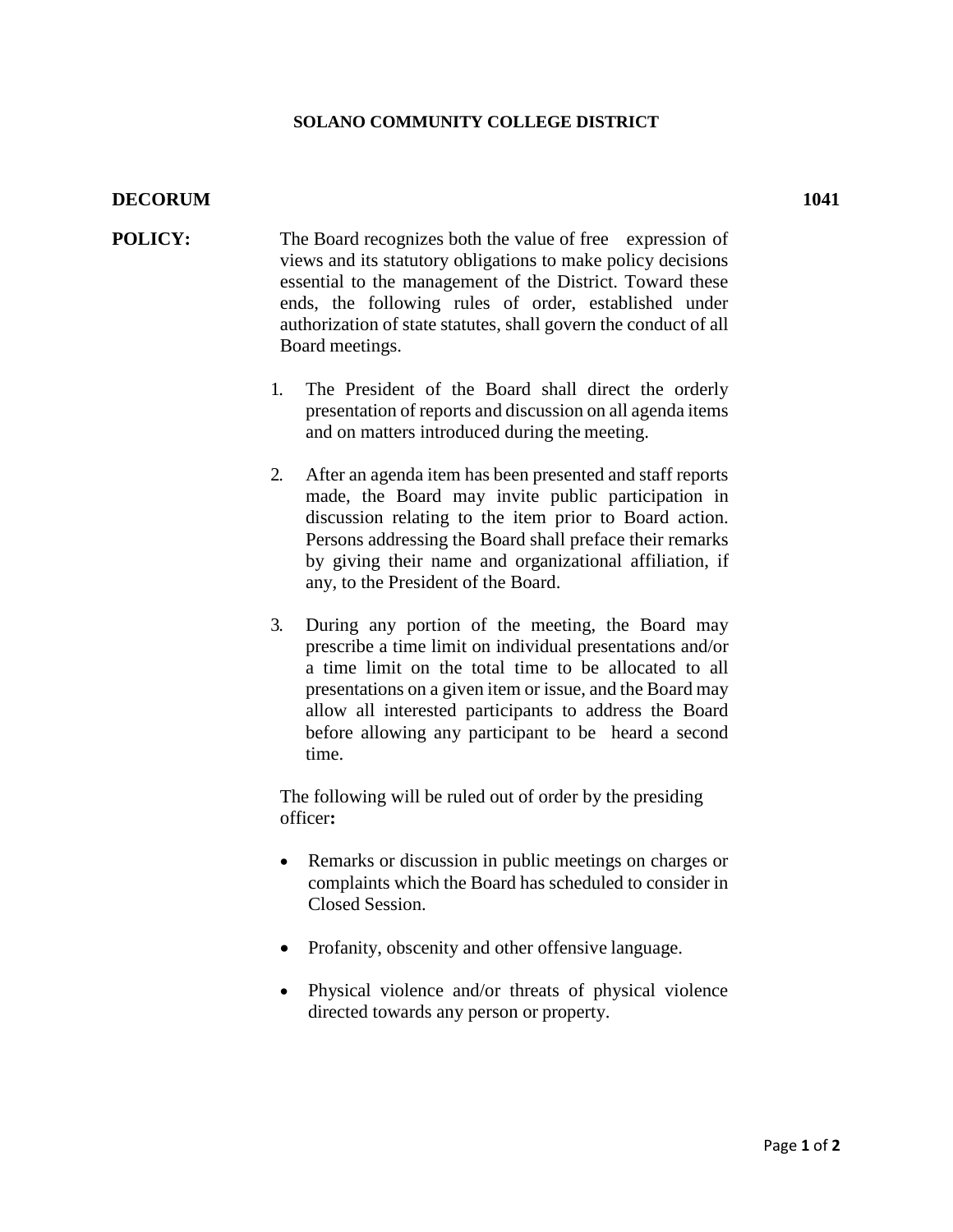**SOLANO COMMUNITY COLLEGE DISTRICT**

**DECORUM** **1041**

**POLICY:** The Board recognizes both the value of free expression of views and its statutory obligations to make policy decisions essential to the management of the District. Toward these ends, the following rules of order, established under authorization of state statutes, shall govern the conduct of all Board meetings.

1. The President of the Board shall direct the orderly presentation of reports and discussion on all agenda items and on matters introduced during the meeting.

2. After an agenda item has been presented and staff reports made, the Board may invite public participation in discussion relating to the item prior to Board action. Persons addressing the Board shall preface their remarks by giving their name and organizational affiliation, if any, to the President of the Board.

3. During any portion of the meeting, the Board may prescribe a time limit on individual presentations and/or a time limit on the total time to be allocated to all presentations on a given item or issue, and the Board may allow all interested participants to address the Board before allowing any participant to be heard a second time.

The following will be ruled out of order by the presiding officer**:**

- Remarks or discussion in public meetings on charges or complaints which the Board has scheduled to consider in Closed Session.
- Profanity, obscenity and other offensive language.
- Physical violence and/or threats of physical violence directed towards any person or property.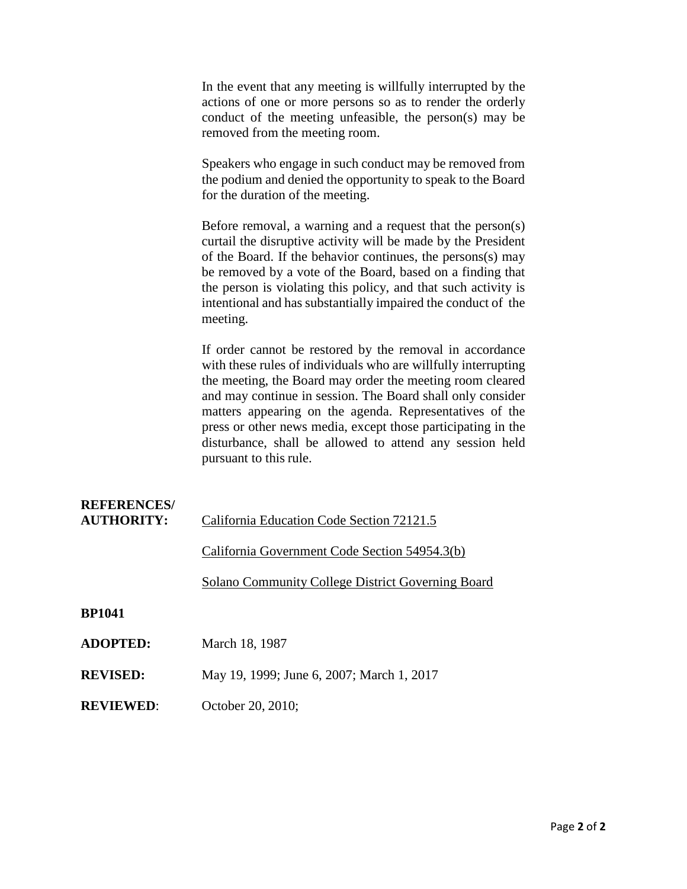In the event that any meeting is willfully interrupted by the actions of one or more persons so as to render the orderly conduct of the meeting unfeasible, the person(s) may be removed from the meeting room.

Speakers who engage in such conduct may be removed from the podium and denied the opportunity to speak to the Board for the duration of the meeting.

Before removal, a warning and a request that the person(s) curtail the disruptive activity will be made by the President of the Board. If the behavior continues, the persons(s) may be removed by a vote of the Board, based on a finding that the person is violating this policy, and that such activity is intentional and has substantially impaired the conduct of the meeting.

If order cannot be restored by the removal in accordance with these rules of individuals who are willfully interrupting the meeting, the Board may order the meeting room cleared and may continue in session. The Board shall only consider matters appearing on the agenda. Representatives of the press or other news media, except those participating in the disturbance, shall be allowed to attend any session held pursuant to this rule.

**REFERENCES/ AUTHORITY:** California Education Code Section 72121.5

California Government Code Section 54954.3(b)

Solano Community College District Governing Board

**BP1041**

**ADOPTED:** March 18, 1987

**REVISED:** May 19, 1999; June 6, 2007; March 1, 2017

**REVIEWED**: October 20, 2010;